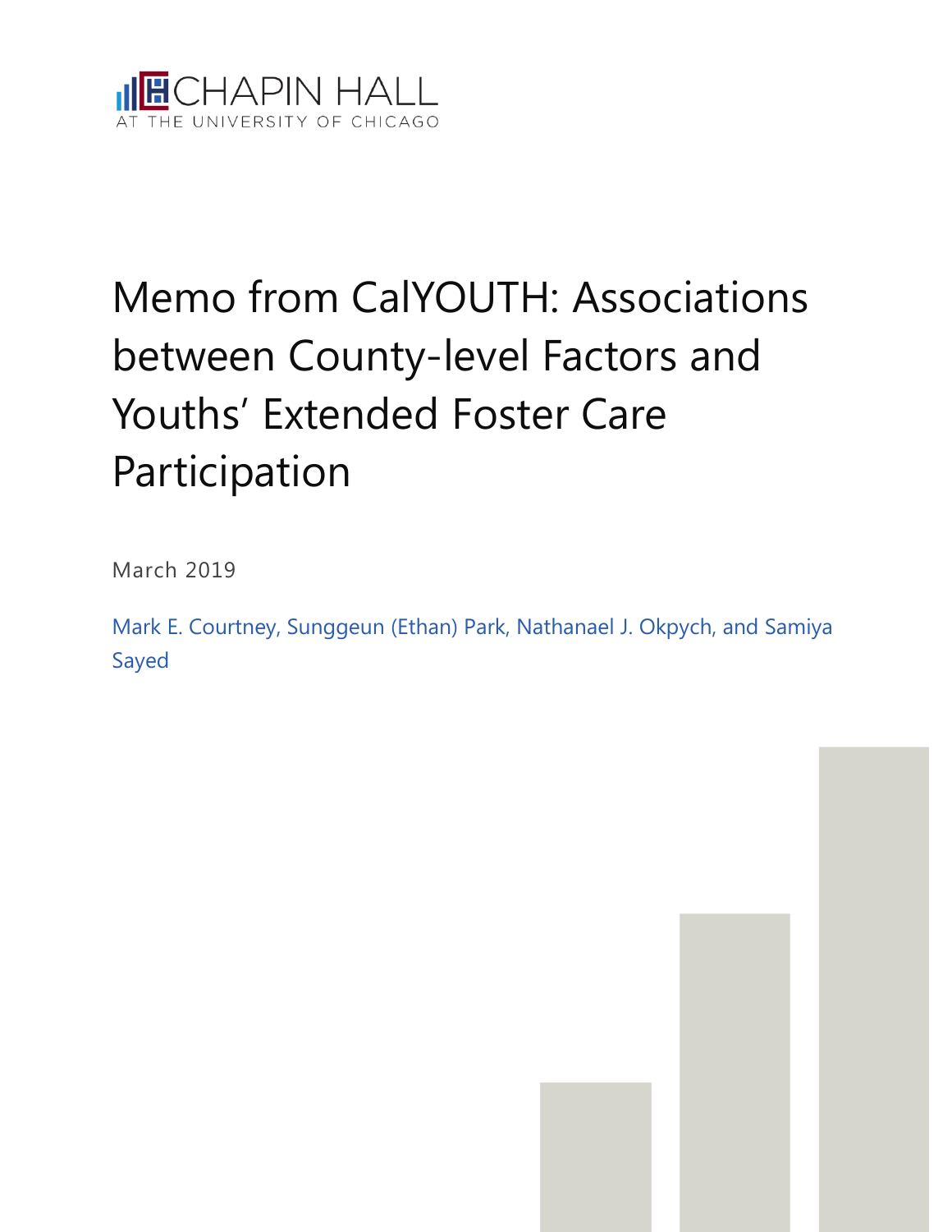CHAPIN HALL
AT THE UNIVERSITY OF CHICAGO

# Memo from CalYOUTH: Associations between County-level Factors and Youths' Extended Foster Care Participation

March 2019

Mark E. Courtney, Sunggeun (Ethan) Park, Nathanael J. Okpych, and Samiya Sayed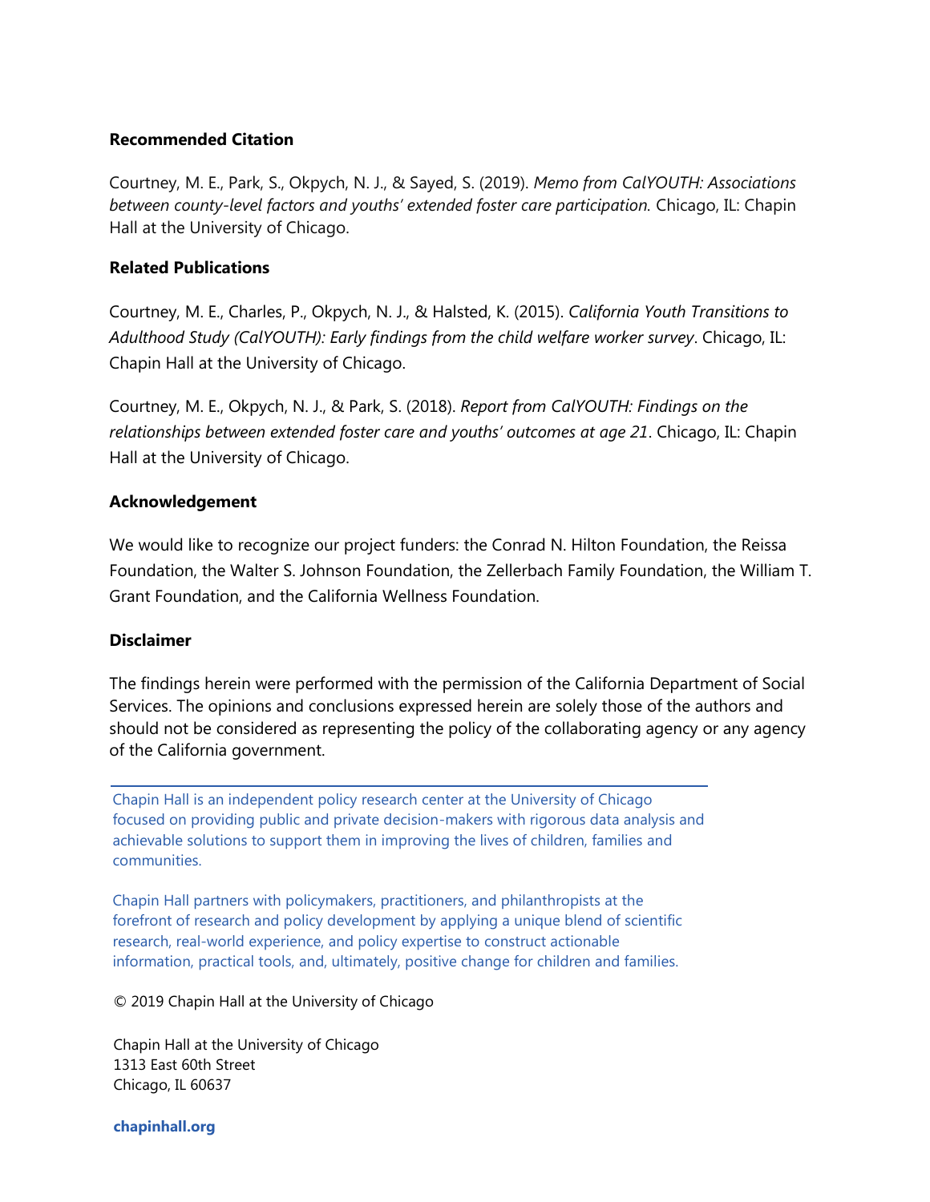**Recommended Citation**

Courtney, M. E., Park, S., Okpych, N. J., & Sayed, S. (2019). *Memo from CalYOUTH: Associations between county-level factors and youths' extended foster care participation.* Chicago, IL: Chapin Hall at the University of Chicago.

**Related Publications**

Courtney, M. E., Charles, P., Okpych, N. J., & Halsted, K. (2015). *California Youth Transitions to Adulthood Study (CalYOUTH): Early findings from the child welfare worker survey*. Chicago, IL: Chapin Hall at the University of Chicago.

Courtney, M. E., Okpych, N. J., & Park, S. (2018). *Report from CalYOUTH: Findings on the relationships between extended foster care and youths' outcomes at age 21*. Chicago, IL: Chapin Hall at the University of Chicago.

**Acknowledgement**

We would like to recognize our project funders: the Conrad N. Hilton Foundation, the Reissa Foundation, the Walter S. Johnson Foundation, the Zellerbach Family Foundation, the William T. Grant Foundation, and the California Wellness Foundation.

**Disclaimer**

The findings herein were performed with the permission of the California Department of Social Services. The opinions and conclusions expressed herein are solely those of the authors and should not be considered as representing the policy of the collaborating agency or any agency of the California government.

---

Chapin Hall is an independent policy research center at the University of Chicago focused on providing public and private decision-makers with rigorous data analysis and achievable solutions to support them in improving the lives of children, families and communities.

Chapin Hall partners with policymakers, practitioners, and philanthropists at the forefront of research and policy development by applying a unique blend of scientific research, real-world experience, and policy expertise to construct actionable information, practical tools, and, ultimately, positive change for children and families.

© 2019 Chapin Hall at the University of Chicago

Chapin Hall at the University of Chicago
1313 East 60th Street
Chicago, IL 60637

**chapinhall.org**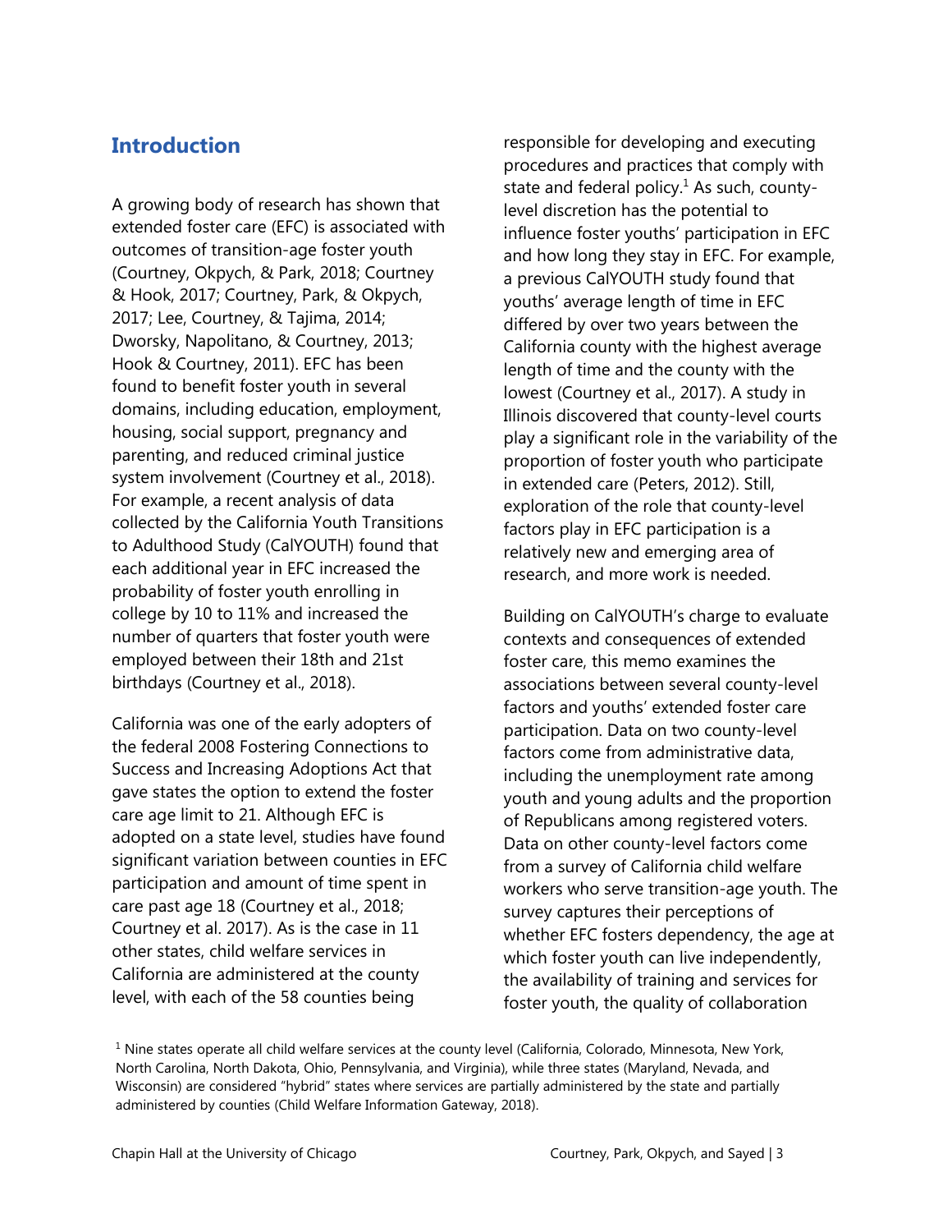## Introduction

A growing body of research has shown that extended foster care (EFC) is associated with outcomes of transition-age foster youth (Courtney, Okpych, & Park, 2018; Courtney & Hook, 2017; Courtney, Park, & Okpych, 2017; Lee, Courtney, & Tajima, 2014; Dworsky, Napolitano, & Courtney, 2013; Hook & Courtney, 2011). EFC has been found to benefit foster youth in several domains, including education, employment, housing, social support, pregnancy and parenting, and reduced criminal justice system involvement (Courtney et al., 2018). For example, a recent analysis of data collected by the California Youth Transitions to Adulthood Study (CalYOUTH) found that each additional year in EFC increased the probability of foster youth enrolling in college by 10 to 11% and increased the number of quarters that foster youth were employed between their 18th and 21st birthdays (Courtney et al., 2018).

California was one of the early adopters of the federal 2008 Fostering Connections to Success and Increasing Adoptions Act that gave states the option to extend the foster care age limit to 21. Although EFC is adopted on a state level, studies have found significant variation between counties in EFC participation and amount of time spent in care past age 18 (Courtney et al., 2018; Courtney et al. 2017). As is the case in 11 other states, child welfare services in California are administered at the county level, with each of the 58 counties being responsible for developing and executing procedures and practices that comply with state and federal policy.[1] As such, county-level discretion has the potential to influence foster youths' participation in EFC and how long they stay in EFC. For example, a previous CalYOUTH study found that youths' average length of time in EFC differed by over two years between the California county with the highest average length of time and the county with the lowest (Courtney et al., 2017). A study in Illinois discovered that county-level courts play a significant role in the variability of the proportion of foster youth who participate in extended care (Peters, 2012). Still, exploration of the role that county-level factors play in EFC participation is a relatively new and emerging area of research, and more work is needed.

Building on CalYOUTH's charge to evaluate contexts and consequences of extended foster care, this memo examines the associations between several county-level factors and youths' extended foster care participation. Data on two county-level factors come from administrative data, including the unemployment rate among youth and young adults and the proportion of Republicans among registered voters. Data on other county-level factors come from a survey of California child welfare workers who serve transition-age youth. The survey captures their perceptions of whether EFC fosters dependency, the age at which foster youth can live independently, the availability of training and services for foster youth, the quality of collaboration

[1] Nine states operate all child welfare services at the county level (California, Colorado, Minnesota, New York, North Carolina, North Dakota, Ohio, Pennsylvania, and Virginia), while three states (Maryland, Nevada, and Wisconsin) are considered "hybrid" states where services are partially administered by the state and partially administered by counties (Child Welfare Information Gateway, 2018).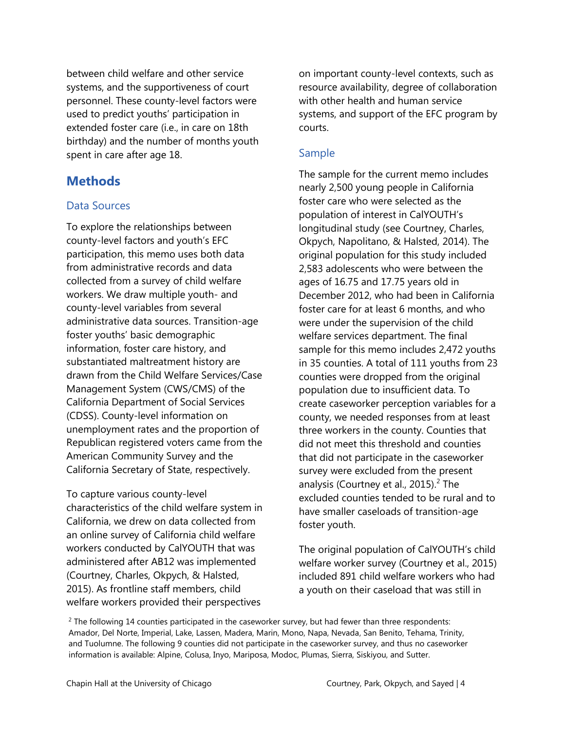between child welfare and other service systems, and the supportiveness of court personnel. These county-level factors were used to predict youths' participation in extended foster care (i.e., in care on 18th birthday) and the number of months youth spent in care after age 18.

## Methods

### Data Sources

To explore the relationships between county-level factors and youth's EFC participation, this memo uses both data from administrative records and data collected from a survey of child welfare workers. We draw multiple youth- and county-level variables from several administrative data sources. Transition-age foster youths' basic demographic information, foster care history, and substantiated maltreatment history are drawn from the Child Welfare Services/Case Management System (CWS/CMS) of the California Department of Social Services (CDSS). County-level information on unemployment rates and the proportion of Republican registered voters came from the American Community Survey and the California Secretary of State, respectively.

To capture various county-level characteristics of the child welfare system in California, we drew on data collected from an online survey of California child welfare workers conducted by CalYOUTH that was administered after AB12 was implemented (Courtney, Charles, Okpych, & Halsted, 2015). As frontline staff members, child welfare workers provided their perspectives on important county-level contexts, such as resource availability, degree of collaboration with other health and human service systems, and support of the EFC program by courts.

### Sample

The sample for the current memo includes nearly 2,500 young people in California foster care who were selected as the population of interest in CalYOUTH's longitudinal study (see Courtney, Charles, Okpych, Napolitano, & Halsted, 2014). The original population for this study included 2,583 adolescents who were between the ages of 16.75 and 17.75 years old in December 2012, who had been in California foster care for at least 6 months, and who were under the supervision of the child welfare services department. The final sample for this memo includes 2,472 youths in 35 counties. A total of 111 youths from 23 counties were dropped from the original population due to insufficient data. To create caseworker perception variables for a county, we needed responses from at least three workers in the county. Counties that did not meet this threshold and counties that did not participate in the caseworker survey were excluded from the present analysis (Courtney et al., 2015).[2] The excluded counties tended to be rural and to have smaller caseloads of transition-age foster youth.

The original population of CalYOUTH's child welfare worker survey (Courtney et al., 2015) included 891 child welfare workers who had a youth on their caseload that was still in

[2] The following 14 counties participated in the caseworker survey, but had fewer than three respondents: Amador, Del Norte, Imperial, Lake, Lassen, Madera, Marin, Mono, Napa, Nevada, San Benito, Tehama, Trinity, and Tuolumne. The following 9 counties did not participate in the caseworker survey, and thus no caseworker information is available: Alpine, Colusa, Inyo, Mariposa, Modoc, Plumas, Sierra, Siskiyou, and Sutter.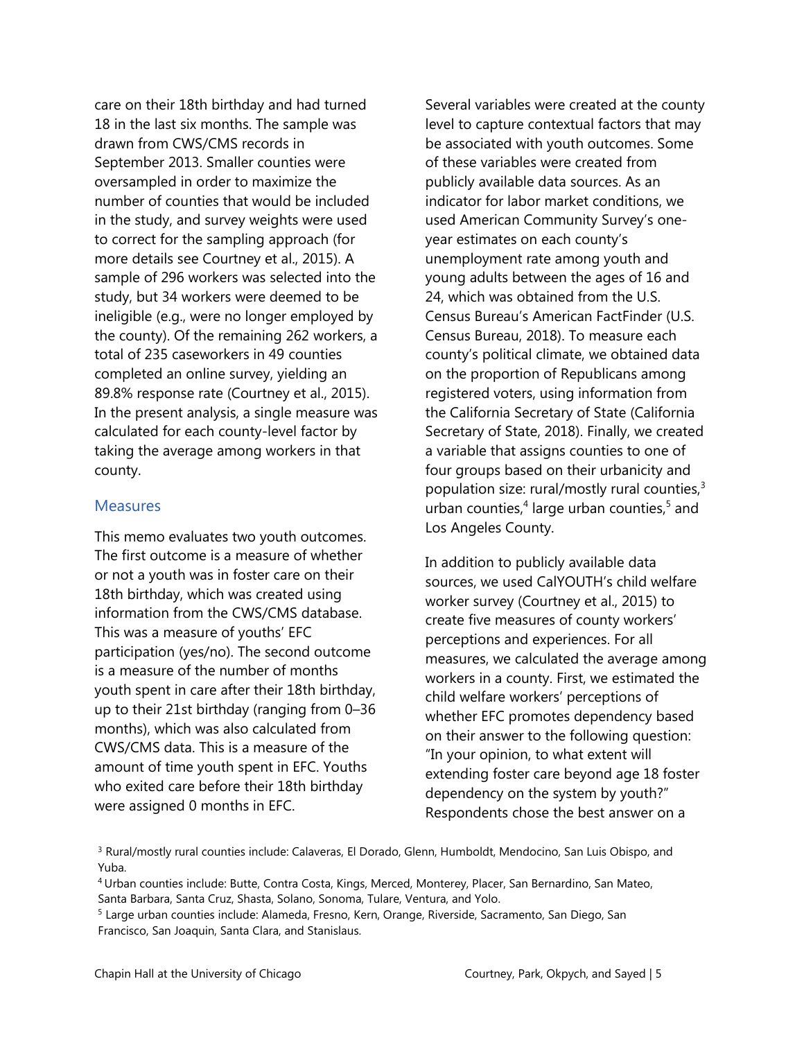care on their 18th birthday and had turned 18 in the last six months. The sample was drawn from CWS/CMS records in September 2013. Smaller counties were oversampled in order to maximize the number of counties that would be included in the study, and survey weights were used to correct for the sampling approach (for more details see Courtney et al., 2015). A sample of 296 workers was selected into the study, but 34 workers were deemed to be ineligible (e.g., were no longer employed by the county). Of the remaining 262 workers, a total of 235 caseworkers in 49 counties completed an online survey, yielding an 89.8% response rate (Courtney et al., 2015). In the present analysis, a single measure was calculated for each county-level factor by taking the average among workers in that county.

## Measures

This memo evaluates two youth outcomes. The first outcome is a measure of whether or not a youth was in foster care on their 18th birthday, which was created using information from the CWS/CMS database. This was a measure of youths' EFC participation (yes/no). The second outcome is a measure of the number of months youth spent in care after their 18th birthday, up to their 21st birthday (ranging from 0–36 months), which was also calculated from CWS/CMS data. This is a measure of the amount of time youth spent in EFC. Youths who exited care before their 18th birthday were assigned 0 months in EFC.

Several variables were created at the county level to capture contextual factors that may be associated with youth outcomes. Some of these variables were created from publicly available data sources. As an indicator for labor market conditions, we used American Community Survey's one-year estimates on each county's unemployment rate among youth and young adults between the ages of 16 and 24, which was obtained from the U.S. Census Bureau's American FactFinder (U.S. Census Bureau, 2018). To measure each county's political climate, we obtained data on the proportion of Republicans among registered voters, using information from the California Secretary of State (California Secretary of State, 2018). Finally, we created a variable that assigns counties to one of four groups based on their urbanicity and population size: rural/mostly rural counties,[3] urban counties,[4] large urban counties,[5] and Los Angeles County.

In addition to publicly available data sources, we used CalYOUTH's child welfare worker survey (Courtney et al., 2015) to create five measures of county workers' perceptions and experiences. For all measures, we calculated the average among workers in a county. First, we estimated the child welfare workers' perceptions of whether EFC promotes dependency based on their answer to the following question: "In your opinion, to what extent will extending foster care beyond age 18 foster dependency on the system by youth?" Respondents chose the best answer on a

[3] Rural/mostly rural counties include: Calaveras, El Dorado, Glenn, Humboldt, Mendocino, San Luis Obispo, and Yuba.

[4] Urban counties include: Butte, Contra Costa, Kings, Merced, Monterey, Placer, San Bernardino, San Mateo, Santa Barbara, Santa Cruz, Shasta, Solano, Sonoma, Tulare, Ventura, and Yolo.

[5] Large urban counties include: Alameda, Fresno, Kern, Orange, Riverside, Sacramento, San Diego, San Francisco, San Joaquin, Santa Clara, and Stanislaus.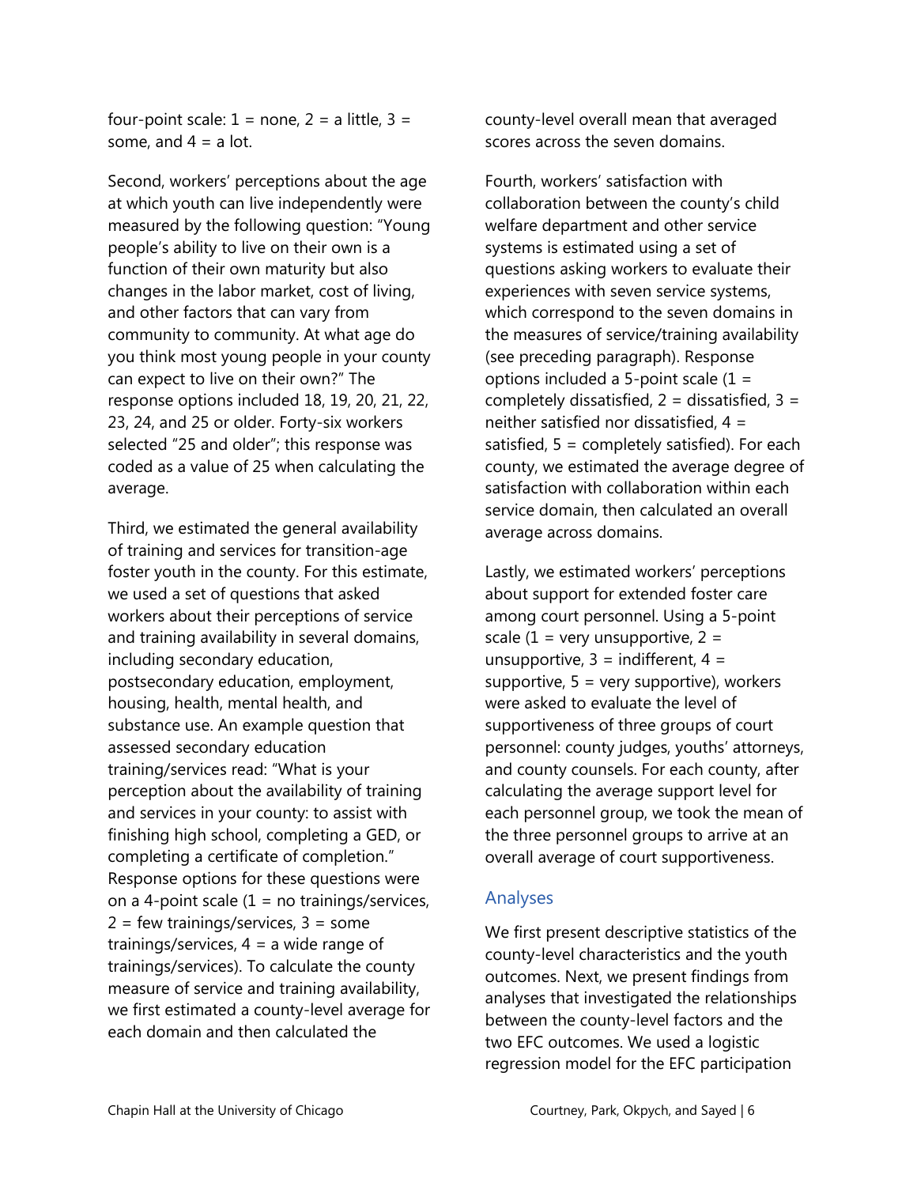four-point scale: 1 = none, 2 = a little, 3 = some, and 4 = a lot.

Second, workers' perceptions about the age at which youth can live independently were measured by the following question: "Young people's ability to live on their own is a function of their own maturity but also changes in the labor market, cost of living, and other factors that can vary from community to community. At what age do you think most young people in your county can expect to live on their own?" The response options included 18, 19, 20, 21, 22, 23, 24, and 25 or older. Forty-six workers selected "25 and older"; this response was coded as a value of 25 when calculating the average.

Third, we estimated the general availability of training and services for transition-age foster youth in the county. For this estimate, we used a set of questions that asked workers about their perceptions of service and training availability in several domains, including secondary education, postsecondary education, employment, housing, health, mental health, and substance use. An example question that assessed secondary education training/services read: "What is your perception about the availability of training and services in your county: to assist with finishing high school, completing a GED, or completing a certificate of completion." Response options for these questions were on a 4-point scale (1 = no trainings/services, 2 = few trainings/services, 3 = some trainings/services, 4 = a wide range of trainings/services). To calculate the county measure of service and training availability, we first estimated a county-level average for each domain and then calculated the county-level overall mean that averaged scores across the seven domains.

Fourth, workers' satisfaction with collaboration between the county's child welfare department and other service systems is estimated using a set of questions asking workers to evaluate their experiences with seven service systems, which correspond to the seven domains in the measures of service/training availability (see preceding paragraph). Response options included a 5-point scale (1 = completely dissatisfied, 2 = dissatisfied, 3 = neither satisfied nor dissatisfied, 4 = satisfied, 5 = completely satisfied). For each county, we estimated the average degree of satisfaction with collaboration within each service domain, then calculated an overall average across domains.

Lastly, we estimated workers' perceptions about support for extended foster care among court personnel. Using a 5-point scale (1 = very unsupportive, 2 = unsupportive, 3 = indifferent, 4 = supportive, 5 = very supportive), workers were asked to evaluate the level of supportiveness of three groups of court personnel: county judges, youths' attorneys, and county counsels. For each county, after calculating the average support level for each personnel group, we took the mean of the three personnel groups to arrive at an overall average of court supportiveness.

## Analyses

We first present descriptive statistics of the county-level characteristics and the youth outcomes. Next, we present findings from analyses that investigated the relationships between the county-level factors and the two EFC outcomes. We used a logistic regression model for the EFC participation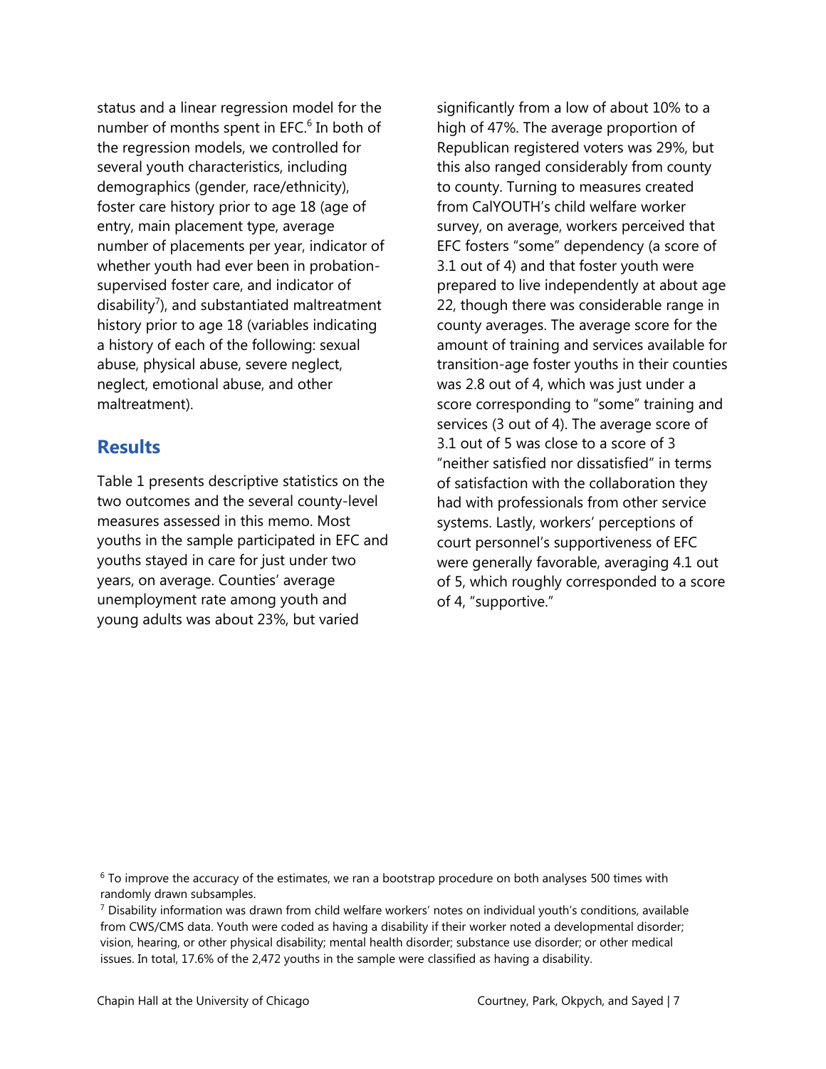status and a linear regression model for the number of months spent in EFC.[6] In both of the regression models, we controlled for several youth characteristics, including demographics (gender, race/ethnicity), foster care history prior to age 18 (age of entry, main placement type, average number of placements per year, indicator of whether youth had ever been in probation-supervised foster care, and indicator of disability[7]), and substantiated maltreatment history prior to age 18 (variables indicating a history of each of the following: sexual abuse, physical abuse, severe neglect, neglect, emotional abuse, and other maltreatment).

## Results

Table 1 presents descriptive statistics on the two outcomes and the several county-level measures assessed in this memo. Most youths in the sample participated in EFC and youths stayed in care for just under two years, on average. Counties' average unemployment rate among youth and young adults was about 23%, but varied significantly from a low of about 10% to a high of 47%. The average proportion of Republican registered voters was 29%, but this also ranged considerably from county to county. Turning to measures created from CalYOUTH's child welfare worker survey, on average, workers perceived that EFC fosters "some" dependency (a score of 3.1 out of 4) and that foster youth were prepared to live independently at about age 22, though there was considerable range in county averages. The average score for the amount of training and services available for transition-age foster youths in their counties was 2.8 out of 4, which was just under a score corresponding to "some" training and services (3 out of 4). The average score of 3.1 out of 5 was close to a score of 3 "neither satisfied nor dissatisfied" in terms of satisfaction with the collaboration they had with professionals from other service systems. Lastly, workers' perceptions of court personnel's supportiveness of EFC were generally favorable, averaging 4.1 out of 5, which roughly corresponded to a score of 4, "supportive."

[6] To improve the accuracy of the estimates, we ran a bootstrap procedure on both analyses 500 times with randomly drawn subsamples.

[7] Disability information was drawn from child welfare workers' notes on individual youth's conditions, available from CWS/CMS data. Youth were coded as having a disability if their worker noted a developmental disorder; vision, hearing, or other physical disability; mental health disorder; substance use disorder; or other medical issues. In total, 17.6% of the 2,472 youths in the sample were classified as having a disability.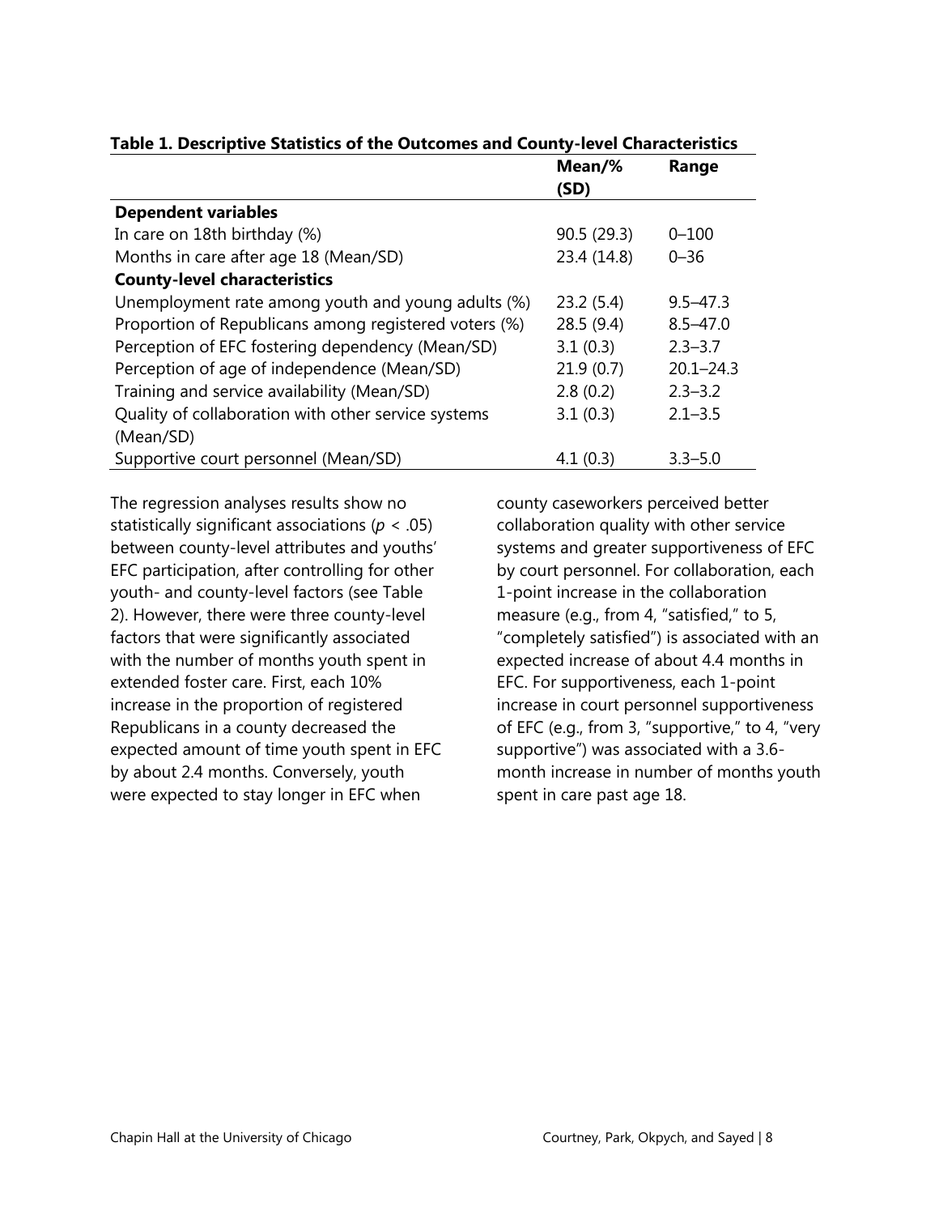**Table 1. Descriptive Statistics of the Outcomes and County-level Characteristics**

| | Mean/% (SD) | Range |
|---|---|---|
| **Dependent variables** | | |
| In care on 18th birthday (%) | 90.5 (29.3) | 0–100 |
| Months in care after age 18 (Mean/SD) | 23.4 (14.8) | 0–36 |
| **County-level characteristics** | | |
| Unemployment rate among youth and young adults (%) | 23.2 (5.4) | 9.5–47.3 |
| Proportion of Republicans among registered voters (%) | 28.5 (9.4) | 8.5–47.0 |
| Perception of EFC fostering dependency (Mean/SD) | 3.1 (0.3) | 2.3–3.7 |
| Perception of age of independence (Mean/SD) | 21.9 (0.7) | 20.1–24.3 |
| Training and service availability (Mean/SD) | 2.8 (0.2) | 2.3–3.2 |
| Quality of collaboration with other service systems (Mean/SD) | 3.1 (0.3) | 2.1–3.5 |
| Supportive court personnel (Mean/SD) | 4.1 (0.3) | 3.3–5.0 |

The regression analyses results show no statistically significant associations ($p < .05$) between county-level attributes and youths' EFC participation, after controlling for other youth- and county-level factors (see Table 2). However, there were three county-level factors that were significantly associated with the number of months youth spent in extended foster care. First, each 10% increase in the proportion of registered Republicans in a county decreased the expected amount of time youth spent in EFC by about 2.4 months. Conversely, youth were expected to stay longer in EFC when county caseworkers perceived better collaboration quality with other service systems and greater supportiveness of EFC by court personnel. For collaboration, each 1-point increase in the collaboration measure (e.g., from 4, "satisfied," to 5, "completely satisfied") is associated with an expected increase of about 4.4 months in EFC. For supportiveness, each 1-point increase in court personnel supportiveness of EFC (e.g., from 3, "supportive," to 4, "very supportive") was associated with a 3.6-month increase in number of months youth spent in care past age 18.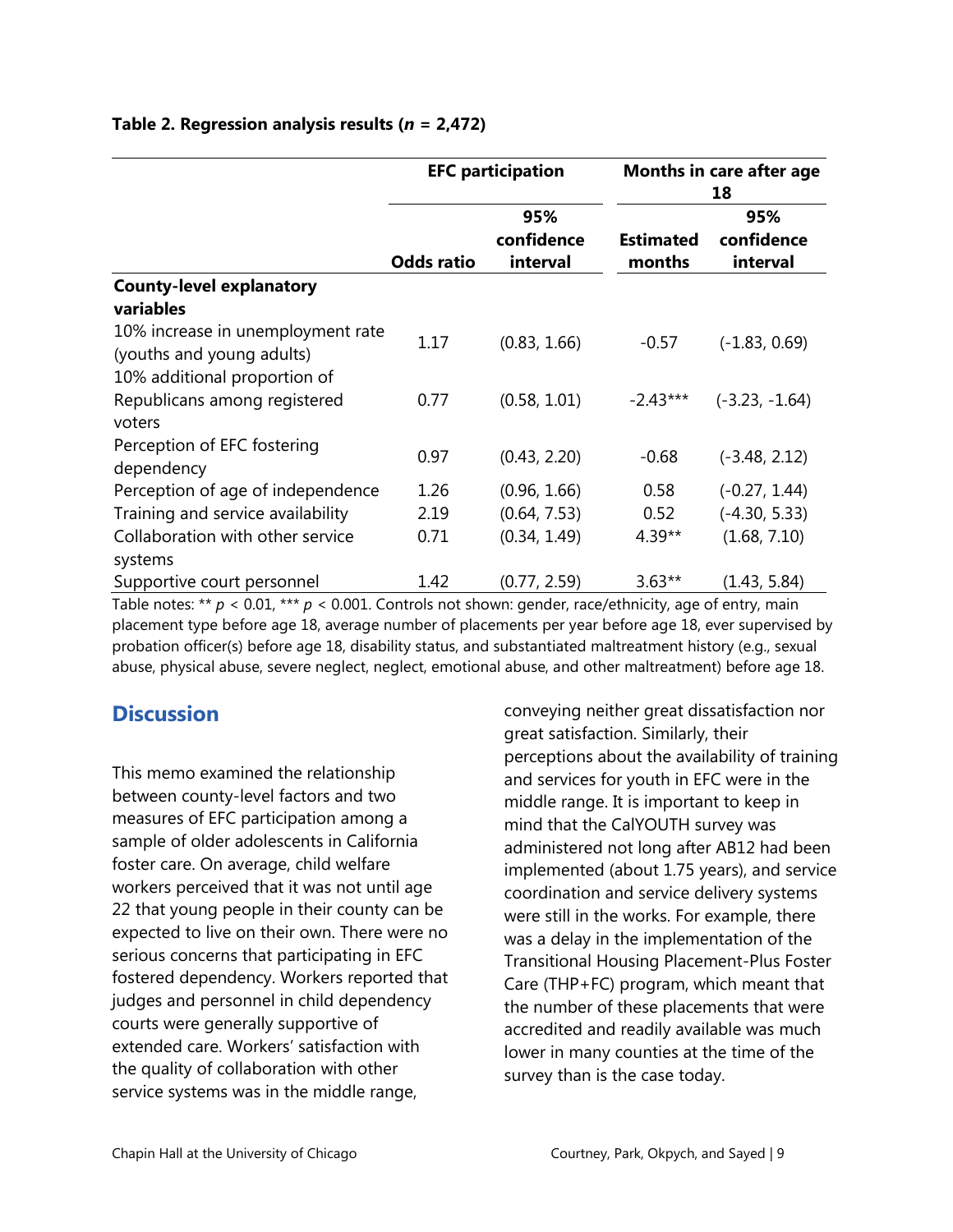**Table 2. Regression analysis results (*n* = 2,472)**

| | EFC participation | | Months in care after age 18 | |
|---|---|---|---|---|
| | Odds ratio | 95% confidence interval | Estimated months | 95% confidence interval |
| **County-level explanatory variables** | | | | |
| 10% increase in unemployment rate (youths and young adults) | 1.17 | (0.83, 1.66) | -0.57 | (-1.83, 0.69) |
| 10% additional proportion of Republicans among registered voters | 0.77 | (0.58, 1.01) | -2.43*** | (-3.23, -1.64) |
| Perception of EFC fostering dependency | 0.97 | (0.43, 2.20) | -0.68 | (-3.48, 2.12) |
| Perception of age of independence | 1.26 | (0.96, 1.66) | 0.58 | (-0.27, 1.44) |
| Training and service availability | 2.19 | (0.64, 7.53) | 0.52 | (-4.30, 5.33) |
| Collaboration with other service systems | 0.71 | (0.34, 1.49) | 4.39** | (1.68, 7.10) |
| Supportive court personnel | 1.42 | (0.77, 2.59) | 3.63** | (1.43, 5.84) |

Table notes: ** $p < 0.01$, *** $p < 0.001$. Controls not shown: gender, race/ethnicity, age of entry, main placement type before age 18, average number of placements per year before age 18, ever supervised by probation officer(s) before age 18, disability status, and substantiated maltreatment history (e.g., sexual abuse, physical abuse, severe neglect, neglect, emotional abuse, and other maltreatment) before age 18.

## Discussion

This memo examined the relationship between county-level factors and two measures of EFC participation among a sample of older adolescents in California foster care. On average, child welfare workers perceived that it was not until age 22 that young people in their county can be expected to live on their own. There were no serious concerns that participating in EFC fostered dependency. Workers reported that judges and personnel in child dependency courts were generally supportive of extended care. Workers' satisfaction with the quality of collaboration with other service systems was in the middle range, conveying neither great dissatisfaction nor great satisfaction. Similarly, their perceptions about the availability of training and services for youth in EFC were in the middle range. It is important to keep in mind that the CalYOUTH survey was administered not long after AB12 had been implemented (about 1.75 years), and service coordination and service delivery systems were still in the works. For example, there was a delay in the implementation of the Transitional Housing Placement-Plus Foster Care (THP+FC) program, which meant that the number of these placements that were accredited and readily available was much lower in many counties at the time of the survey than is the case today.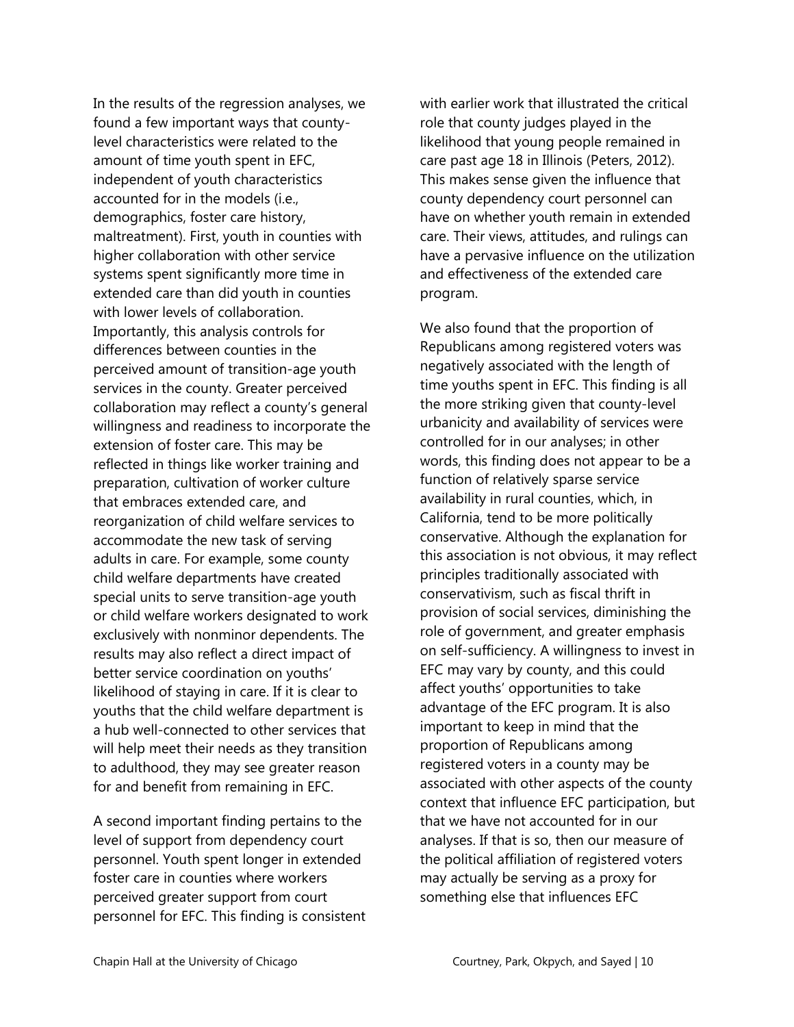In the results of the regression analyses, we found a few important ways that county-level characteristics were related to the amount of time youth spent in EFC, independent of youth characteristics accounted for in the models (i.e., demographics, foster care history, maltreatment). First, youth in counties with higher collaboration with other service systems spent significantly more time in extended care than did youth in counties with lower levels of collaboration. Importantly, this analysis controls for differences between counties in the perceived amount of transition-age youth services in the county. Greater perceived collaboration may reflect a county's general willingness and readiness to incorporate the extension of foster care. This may be reflected in things like worker training and preparation, cultivation of worker culture that embraces extended care, and reorganization of child welfare services to accommodate the new task of serving adults in care. For example, some county child welfare departments have created special units to serve transition-age youth or child welfare workers designated to work exclusively with nonminor dependents. The results may also reflect a direct impact of better service coordination on youths' likelihood of staying in care. If it is clear to youths that the child welfare department is a hub well-connected to other services that will help meet their needs as they transition to adulthood, they may see greater reason for and benefit from remaining in EFC.

A second important finding pertains to the level of support from dependency court personnel. Youth spent longer in extended foster care in counties where workers perceived greater support from court personnel for EFC. This finding is consistent with earlier work that illustrated the critical role that county judges played in the likelihood that young people remained in care past age 18 in Illinois (Peters, 2012). This makes sense given the influence that county dependency court personnel can have on whether youth remain in extended care. Their views, attitudes, and rulings can have a pervasive influence on the utilization and effectiveness of the extended care program.

We also found that the proportion of Republicans among registered voters was negatively associated with the length of time youths spent in EFC. This finding is all the more striking given that county-level urbanicity and availability of services were controlled for in our analyses; in other words, this finding does not appear to be a function of relatively sparse service availability in rural counties, which, in California, tend to be more politically conservative. Although the explanation for this association is not obvious, it may reflect principles traditionally associated with conservativism, such as fiscal thrift in provision of social services, diminishing the role of government, and greater emphasis on self-sufficiency. A willingness to invest in EFC may vary by county, and this could affect youths' opportunities to take advantage of the EFC program. It is also important to keep in mind that the proportion of Republicans among registered voters in a county may be associated with other aspects of the county context that influence EFC participation, but that we have not accounted for in our analyses. If that is so, then our measure of the political affiliation of registered voters may actually be serving as a proxy for something else that influences EFC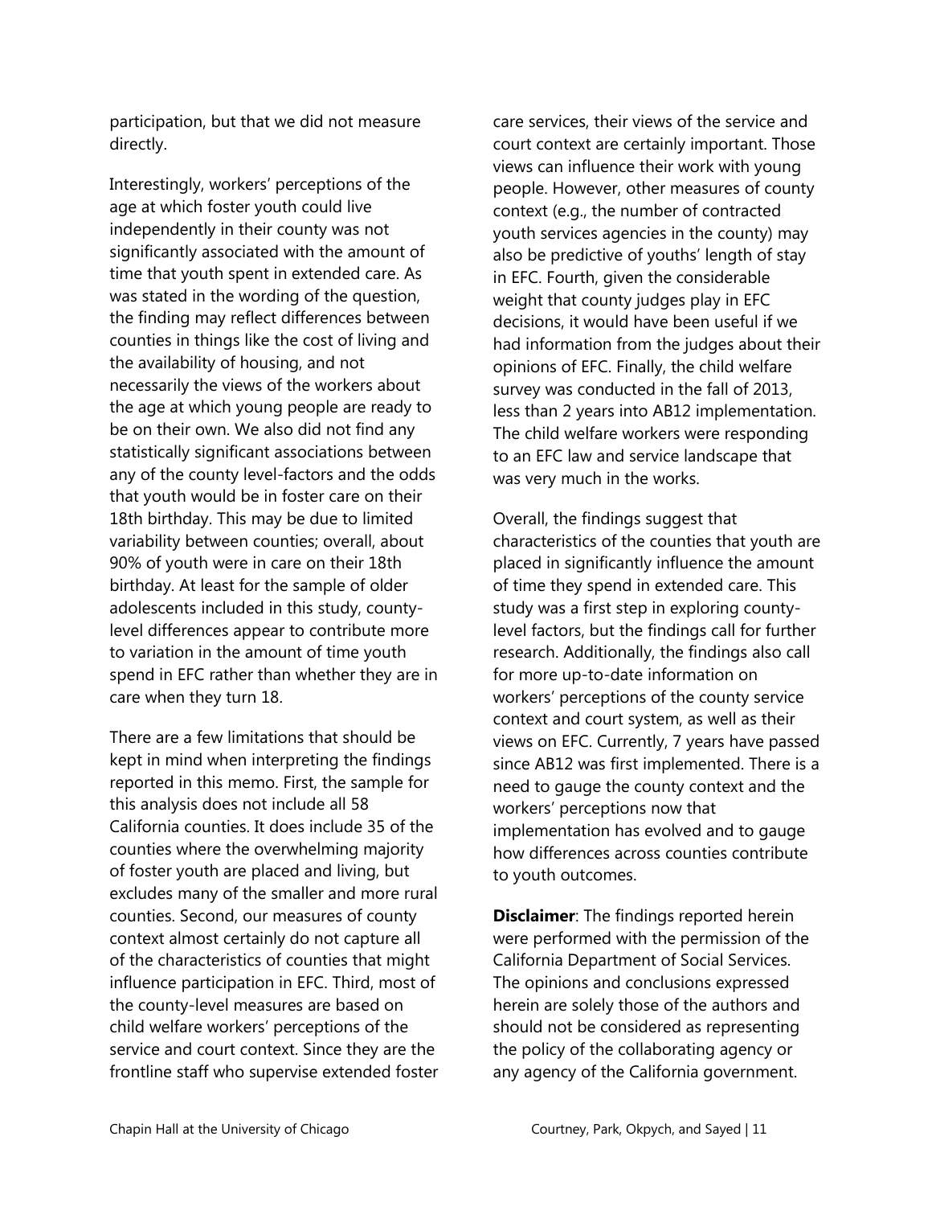participation, but that we did not measure directly.

Interestingly, workers' perceptions of the age at which foster youth could live independently in their county was not significantly associated with the amount of time that youth spent in extended care. As was stated in the wording of the question, the finding may reflect differences between counties in things like the cost of living and the availability of housing, and not necessarily the views of the workers about the age at which young people are ready to be on their own. We also did not find any statistically significant associations between any of the county level-factors and the odds that youth would be in foster care on their 18th birthday. This may be due to limited variability between counties; overall, about 90% of youth were in care on their 18th birthday. At least for the sample of older adolescents included in this study, county-level differences appear to contribute more to variation in the amount of time youth spend in EFC rather than whether they are in care when they turn 18.

There are a few limitations that should be kept in mind when interpreting the findings reported in this memo. First, the sample for this analysis does not include all 58 California counties. It does include 35 of the counties where the overwhelming majority of foster youth are placed and living, but excludes many of the smaller and more rural counties. Second, our measures of county context almost certainly do not capture all of the characteristics of counties that might influence participation in EFC. Third, most of the county-level measures are based on child welfare workers' perceptions of the service and court context. Since they are the frontline staff who supervise extended foster care services, their views of the service and court context are certainly important. Those views can influence their work with young people. However, other measures of county context (e.g., the number of contracted youth services agencies in the county) may also be predictive of youths' length of stay in EFC. Fourth, given the considerable weight that county judges play in EFC decisions, it would have been useful if we had information from the judges about their opinions of EFC. Finally, the child welfare survey was conducted in the fall of 2013, less than 2 years into AB12 implementation. The child welfare workers were responding to an EFC law and service landscape that was very much in the works.

Overall, the findings suggest that characteristics of the counties that youth are placed in significantly influence the amount of time they spend in extended care. This study was a first step in exploring county-level factors, but the findings call for further research. Additionally, the findings also call for more up-to-date information on workers' perceptions of the county service context and court system, as well as their views on EFC. Currently, 7 years have passed since AB12 was first implemented. There is a need to gauge the county context and the workers' perceptions now that implementation has evolved and to gauge how differences across counties contribute to youth outcomes.

**Disclaimer**: The findings reported herein were performed with the permission of the California Department of Social Services. The opinions and conclusions expressed herein are solely those of the authors and should not be considered as representing the policy of the collaborating agency or any agency of the California government.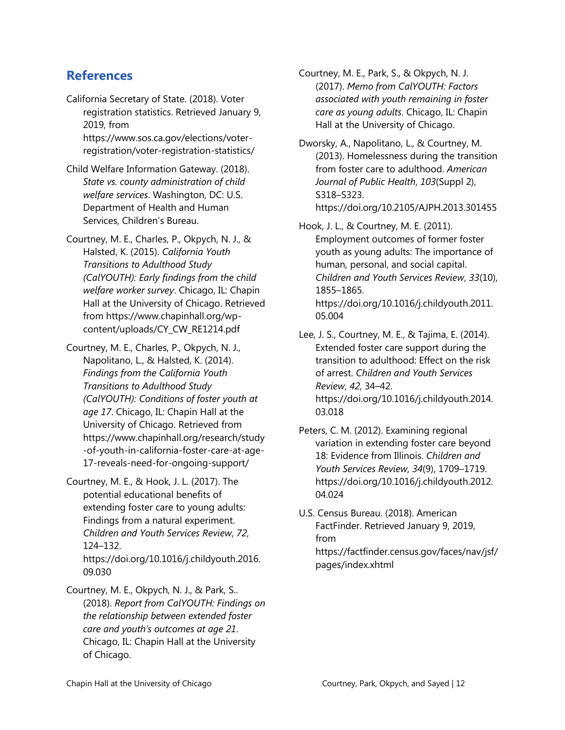## References

California Secretary of State. (2018). Voter registration statistics. Retrieved January 9, 2019, from https://www.sos.ca.gov/elections/voter-registration/voter-registration-statistics/

Child Welfare Information Gateway. (2018). *State vs. county administration of child welfare services*. Washington, DC: U.S. Department of Health and Human Services, Children's Bureau.

Courtney, M. E., Charles, P., Okpych, N. J., & Halsted, K. (2015). *California Youth Transitions to Adulthood Study (CalYOUTH): Early findings from the child welfare worker survey*. Chicago, IL: Chapin Hall at the University of Chicago. Retrieved from https://www.chapinhall.org/wp-content/uploads/CY_CW_RE1214.pdf

Courtney, M. E., Charles, P., Okpych, N. J., Napolitano, L., & Halsted, K. (2014). *Findings from the California Youth Transitions to Adulthood Study (CalYOUTH): Conditions of foster youth at age 17*. Chicago, IL: Chapin Hall at the University of Chicago. Retrieved from https://www.chapinhall.org/research/study-of-youth-in-california-foster-care-at-age-17-reveals-need-for-ongoing-support/

Courtney, M. E., & Hook, J. L. (2017). The potential educational benefits of extending foster care to young adults: Findings from a natural experiment. *Children and Youth Services Review*, *72*, 124–132. https://doi.org/10.1016/j.childyouth.2016.09.030

Courtney, M. E., Okpych, N. J., & Park, S.. (2018). *Report from CalYOUTH: Findings on the relationship between extended foster care and youth's outcomes at age 21*. Chicago, IL: Chapin Hall at the University of Chicago.

Courtney, M. E., Park, S., & Okpych, N. J. (2017). *Memo from CalYOUTH: Factors associated with youth remaining in foster care as young adults*. Chicago, IL: Chapin Hall at the University of Chicago.

Dworsky, A., Napolitano, L., & Courtney, M. (2013). Homelessness during the transition from foster care to adulthood. *American Journal of Public Health*, *103*(Suppl 2), S318–S323. https://doi.org/10.2105/AJPH.2013.301455

Hook, J. L., & Courtney, M. E. (2011). Employment outcomes of former foster youth as young adults: The importance of human, personal, and social capital. *Children and Youth Services Review*, *33*(10), 1855–1865. https://doi.org/10.1016/j.childyouth.2011.05.004

Lee, J. S., Courtney, M. E., & Tajima, E. (2014). Extended foster care support during the transition to adulthood: Effect on the risk of arrest. *Children and Youth Services Review*, *42*, 34–42. https://doi.org/10.1016/j.childyouth.2014.03.018

Peters, C. M. (2012). Examining regional variation in extending foster care beyond 18: Evidence from Illinois. *Children and Youth Services Review*, *34*(9), 1709–1719. https://doi.org/10.1016/j.childyouth.2012.04.024

U.S. Census Bureau. (2018). American FactFinder. Retrieved January 9, 2019, from https://factfinder.census.gov/faces/nav/jsf/pages/index.xhtml